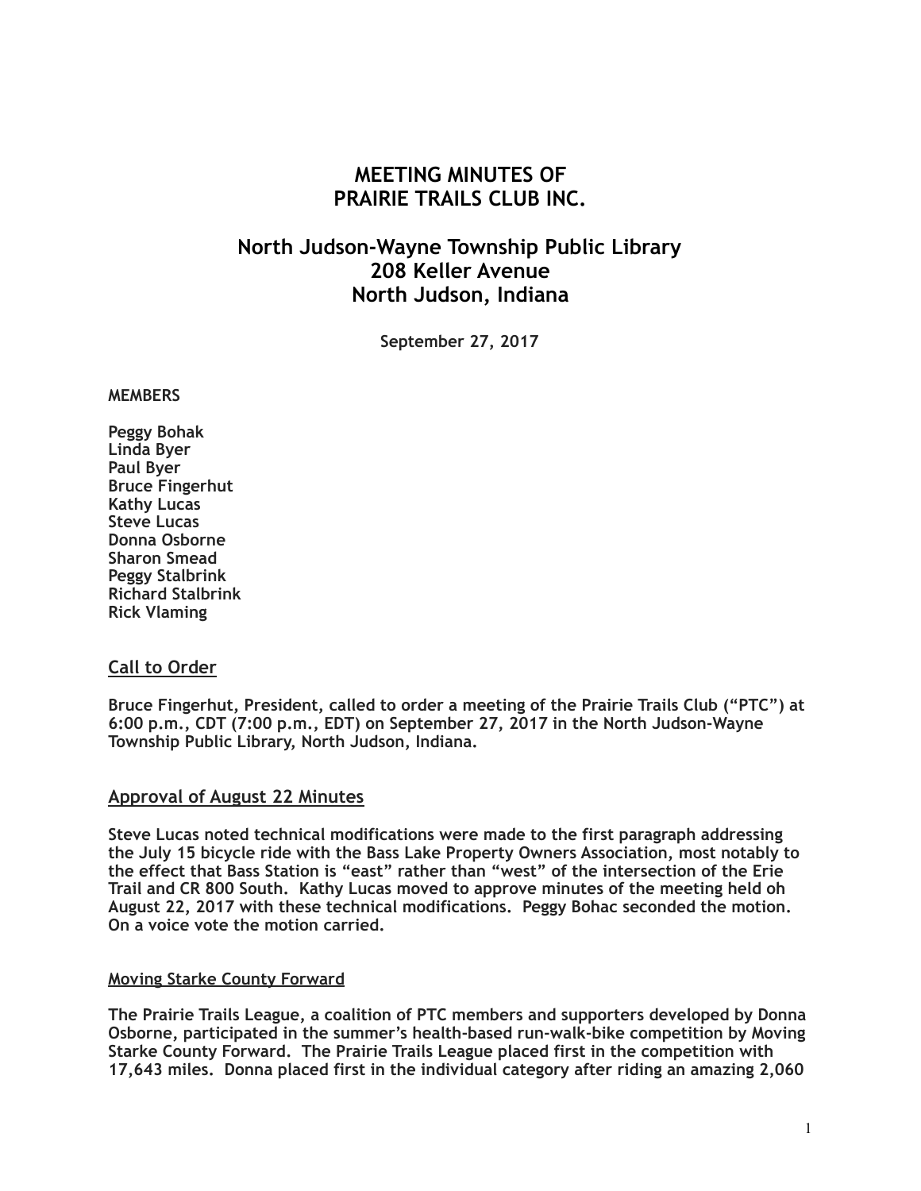# MEETING MINUTES OF PRAIRIE TRAILS CLUB INC.

## North Judson-Wayne Township Public Library 208 Keller Avenue North Judson, Indiana

**September 27, 2017**

**MEMBERS**

**Peggy Bohak**
**Linda Byer**
**Paul Byer**
**Bruce Fingerhut**
**Kathy Lucas**
**Steve Lucas**
**Donna Osborne**
**Sharon Smead**
**Peggy Stalbrink**
**Richard Stalbrink**
**Rick Vlaming**

## Call to Order

**Bruce Fingerhut, President, called to order a meeting of the Prairie Trails Club ("PTC") at 6:00 p.m., CDT (7:00 p.m., EDT) on September 27, 2017 in the North Judson-Wayne Township Public Library, North Judson, Indiana.**

## Approval of August 22 Minutes

**Steve Lucas noted technical modifications were made to the first paragraph addressing the July 15 bicycle ride with the Bass Lake Property Owners Association, most notably to the effect that Bass Station is "east" rather than "west" of the intersection of the Erie Trail and CR 800 South. Kathy Lucas moved to approve minutes of the meeting held oh August 22, 2017 with these technical modifications. Peggy Bohac seconded the motion. On a voice vote the motion carried.**

### Moving Starke County Forward

**The Prairie Trails League, a coalition of PTC members and supporters developed by Donna Osborne, participated in the summer's health-based run-walk-bike competition by Moving Starke County Forward. The Prairie Trails League placed first in the competition with 17,643 miles. Donna placed first in the individual category after riding an amazing 2,060**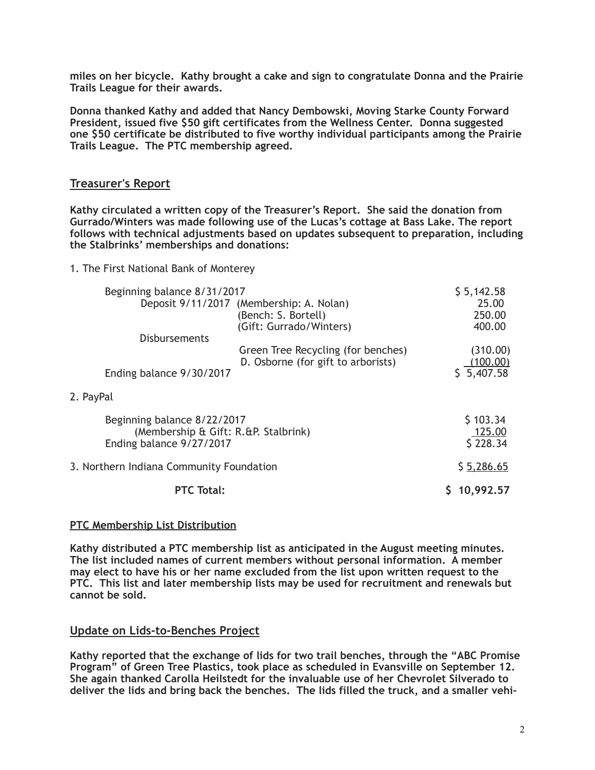**miles on her bicycle. Kathy brought a cake and sign to congratulate Donna and the Prairie Trails League for their awards.**

**Donna thanked Kathy and added that Nancy Dembowski, Moving Starke County Forward President, issued five $50 gift certificates from the Wellness Center. Donna suggested one $50 certificate be distributed to five worthy individual participants among the Prairie Trails League. The PTC membership agreed.**

## Treasurer's Report

**Kathy circulated a written copy of the Treasurer's Report. She said the donation from Gurrado/Winters was made following use of the Lucas's cottage at Bass Lake. The report follows with technical adjustments based on updates subsequent to preparation, including the Stalbrinks' memberships and donations:**

1. The First National Bank of Monterey

| | | |
|---|---|---|
| Beginning balance 8/31/2017 | | $ 5,142.58 |
| Deposit 9/11/2017 | (Membership: A. Nolan) | 25.00 |
| | (Bench: S. Bortell) | 250.00 |
| | (Gift: Gurrado/Winters) | 400.00 |
| Disbursements | | |
| | Green Tree Recycling (for benches) | (310.00) |
| | D. Osborne (for gift to arborists) | (100.00) |
| Ending balance 9/30/2017 | | $ 5,407.58 |

2. PayPal

| | |
|---|---|
| Beginning balance 8/22/2017 | $ 103.34 |
| (Membership & Gift: R.&P. Stalbrink) | 125.00 |
| Ending balance 9/27/2017 | $ 228.34 |

| | |
|---|---|
| 3. Northern Indiana Community Foundation | $ 5,286.65 |
| **PTC Total:** | **$ 10,992.57** |

### PTC Membership List Distribution

**Kathy distributed a PTC membership list as anticipated in the August meeting minutes. The list included names of current members without personal information. A member may elect to have his or her name excluded from the list upon written request to the PTC. This list and later membership lists may be used for recruitment and renewals but cannot be sold.**

## Update on Lids-to-Benches Project

**Kathy reported that the exchange of lids for two trail benches, through the "ABC Promise Program" of Green Tree Plastics, took place as scheduled in Evansville on September 12. She again thanked Carolla Heilstedt for the invaluable use of her Chevrolet Silverado to deliver the lids and bring back the benches. The lids filled the truck, and a smaller vehi-**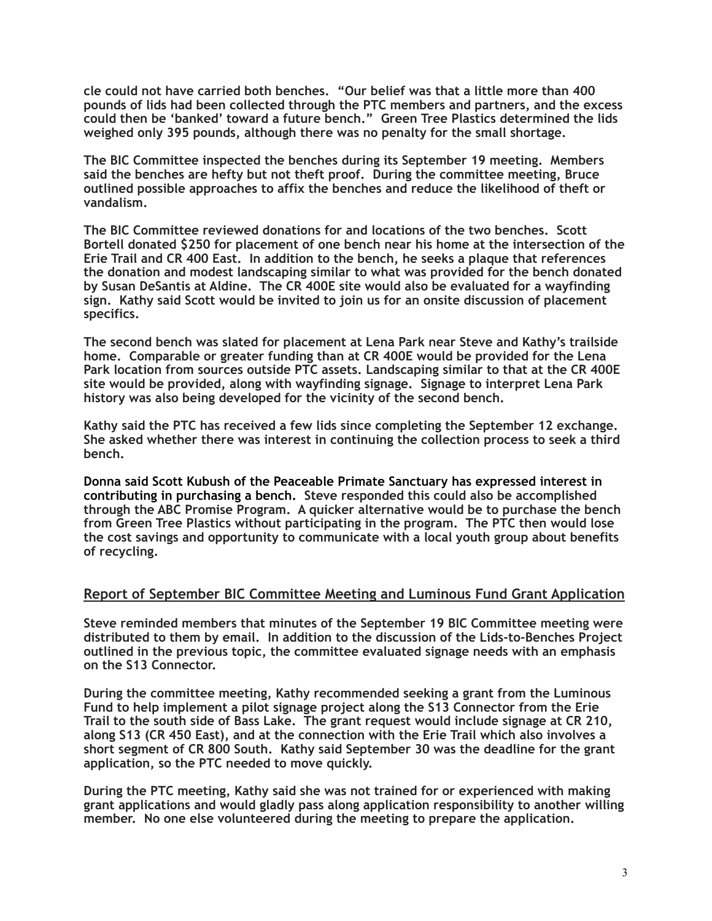cle could not have carried both benches. "Our belief was that a little more than 400 pounds of lids had been collected through the PTC members and partners, and the excess could then be 'banked' toward a future bench." Green Tree Plastics determined the lids weighed only 395 pounds, although there was no penalty for the small shortage.

The BIC Committee inspected the benches during its September 19 meeting. Members said the benches are hefty but not theft proof. During the committee meeting, Bruce outlined possible approaches to affix the benches and reduce the likelihood of theft or vandalism.

The BIC Committee reviewed donations for and locations of the two benches. Scott Bortell donated $250 for placement of one bench near his home at the intersection of the Erie Trail and CR 400 East. In addition to the bench, he seeks a plaque that references the donation and modest landscaping similar to what was provided for the bench donated by Susan DeSantis at Aldine. The CR 400E site would also be evaluated for a wayfinding sign. Kathy said Scott would be invited to join us for an onsite discussion of placement specifics.

The second bench was slated for placement at Lena Park near Steve and Kathy's trailside home. Comparable or greater funding than at CR 400E would be provided for the Lena Park location from sources outside PTC assets. Landscaping similar to that at the CR 400E site would be provided, along with wayfinding signage. Signage to interpret Lena Park history was also being developed for the vicinity of the second bench.

Kathy said the PTC has received a few lids since completing the September 12 exchange. She asked whether there was interest in continuing the collection process to seek a third bench.

Donna said Scott Kubush of the Peaceable Primate Sanctuary has expressed interest in contributing in purchasing a bench. Steve responded this could also be accomplished through the ABC Promise Program. A quicker alternative would be to purchase the bench from Green Tree Plastics without participating in the program. The PTC then would lose the cost savings and opportunity to communicate with a local youth group about benefits of recycling.

## Report of September BIC Committee Meeting and Luminous Fund Grant Application

Steve reminded members that minutes of the September 19 BIC Committee meeting were distributed to them by email. In addition to the discussion of the Lids-to-Benches Project outlined in the previous topic, the committee evaluated signage needs with an emphasis on the S13 Connector.

During the committee meeting, Kathy recommended seeking a grant from the Luminous Fund to help implement a pilot signage project along the S13 Connector from the Erie Trail to the south side of Bass Lake. The grant request would include signage at CR 210, along S13 (CR 450 East), and at the connection with the Erie Trail which also involves a short segment of CR 800 South. Kathy said September 30 was the deadline for the grant application, so the PTC needed to move quickly.

During the PTC meeting, Kathy said she was not trained for or experienced with making grant applications and would gladly pass along application responsibility to another willing member. No one else volunteered during the meeting to prepare the application.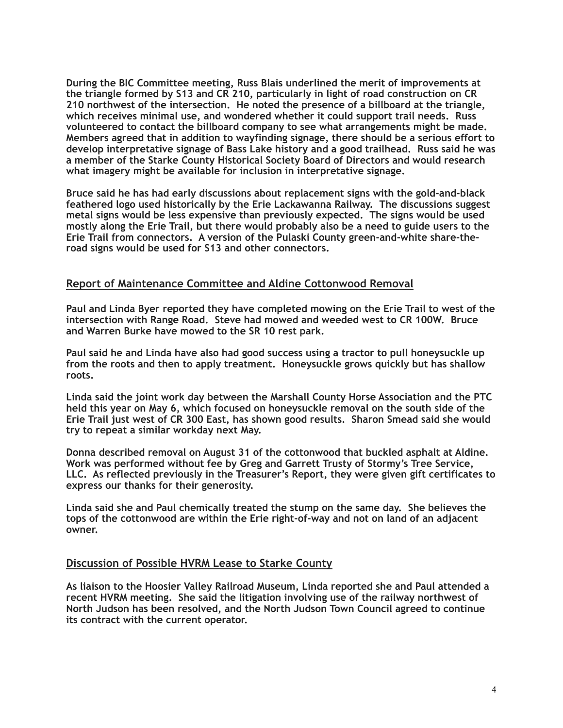During the BIC Committee meeting, Russ Blais underlined the merit of improvements at the triangle formed by S13 and CR 210, particularly in light of road construction on CR 210 northwest of the intersection. He noted the presence of a billboard at the triangle, which receives minimal use, and wondered whether it could support trail needs. Russ volunteered to contact the billboard company to see what arrangements might be made. Members agreed that in addition to wayfinding signage, there should be a serious effort to develop interpretative signage of Bass Lake history and a good trailhead. Russ said he was a member of the Starke County Historical Society Board of Directors and would research what imagery might be available for inclusion in interpretative signage.

Bruce said he has had early discussions about replacement signs with the gold-and-black feathered logo used historically by the Erie Lackawanna Railway. The discussions suggest metal signs would be less expensive than previously expected. The signs would be used mostly along the Erie Trail, but there would probably also be a need to guide users to the Erie Trail from connectors. A version of the Pulaski County green-and-white share-the-road signs would be used for S13 and other connectors.

## Report of Maintenance Committee and Aldine Cottonwood Removal

Paul and Linda Byer reported they have completed mowing on the Erie Trail to west of the intersection with Range Road. Steve had mowed and weeded west to CR 100W. Bruce and Warren Burke have mowed to the SR 10 rest park.

Paul said he and Linda have also had good success using a tractor to pull honeysuckle up from the roots and then to apply treatment. Honeysuckle grows quickly but has shallow roots.

Linda said the joint work day between the Marshall County Horse Association and the PTC held this year on May 6, which focused on honeysuckle removal on the south side of the Erie Trail just west of CR 300 East, has shown good results. Sharon Smead said she would try to repeat a similar workday next May.

Donna described removal on August 31 of the cottonwood that buckled asphalt at Aldine. Work was performed without fee by Greg and Garrett Trusty of Stormy's Tree Service, LLC. As reflected previously in the Treasurer's Report, they were given gift certificates to express our thanks for their generosity.

Linda said she and Paul chemically treated the stump on the same day. She believes the tops of the cottonwood are within the Erie right-of-way and not on land of an adjacent owner.

## Discussion of Possible HVRM Lease to Starke County

As liaison to the Hoosier Valley Railroad Museum, Linda reported she and Paul attended a recent HVRM meeting. She said the litigation involving use of the railway northwest of North Judson has been resolved, and the North Judson Town Council agreed to continue its contract with the current operator.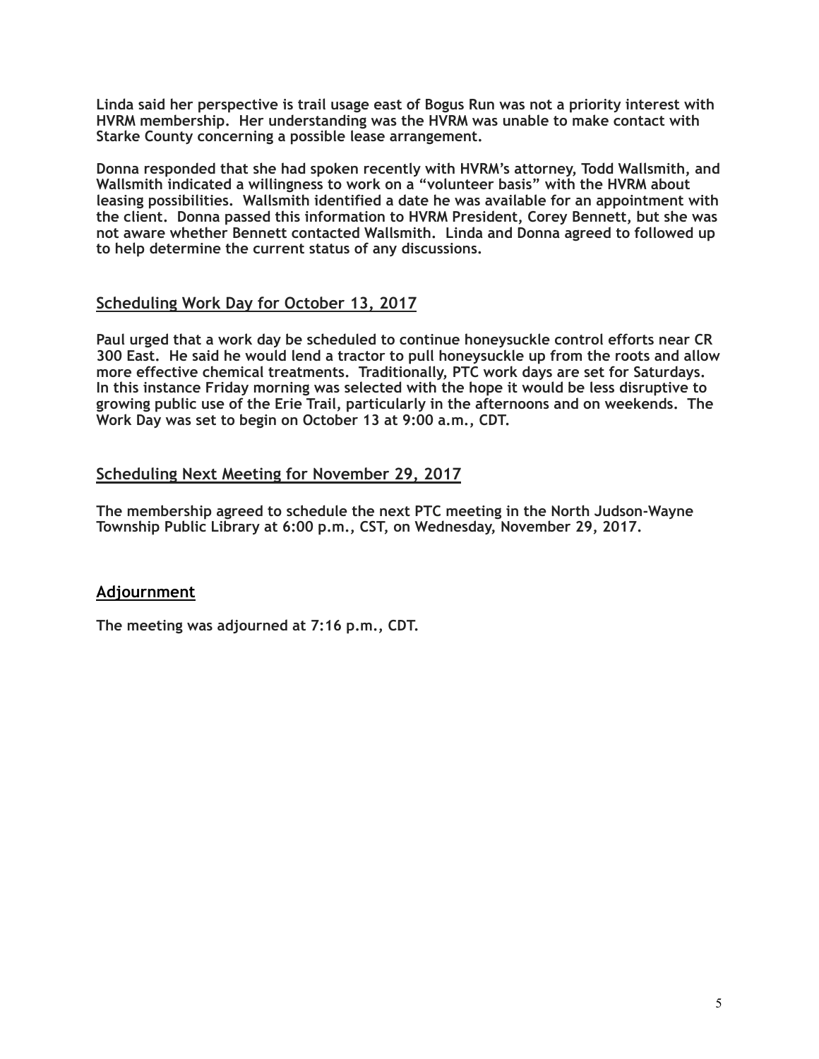**Linda said her perspective is trail usage east of Bogus Run was not a priority interest with HVRM membership. Her understanding was the HVRM was unable to make contact with Starke County concerning a possible lease arrangement.**

**Donna responded that she had spoken recently with HVRM's attorney, Todd Wallsmith, and Wallsmith indicated a willingness to work on a "volunteer basis" with the HVRM about leasing possibilities. Wallsmith identified a date he was available for an appointment with the client. Donna passed this information to HVRM President, Corey Bennett, but she was not aware whether Bennett contacted Wallsmith. Linda and Donna agreed to followed up to help determine the current status of any discussions.**

## Scheduling Work Day for October 13, 2017

**Paul urged that a work day be scheduled to continue honeysuckle control efforts near CR 300 East. He said he would lend a tractor to pull honeysuckle up from the roots and allow more effective chemical treatments. Traditionally, PTC work days are set for Saturdays. In this instance Friday morning was selected with the hope it would be less disruptive to growing public use of the Erie Trail, particularly in the afternoons and on weekends. The Work Day was set to begin on October 13 at 9:00 a.m., CDT.**

## Scheduling Next Meeting for November 29, 2017

**The membership agreed to schedule the next PTC meeting in the North Judson-Wayne Township Public Library at 6:00 p.m., CST, on Wednesday, November 29, 2017.**

## Adjournment

**The meeting was adjourned at 7:16 p.m., CDT.**